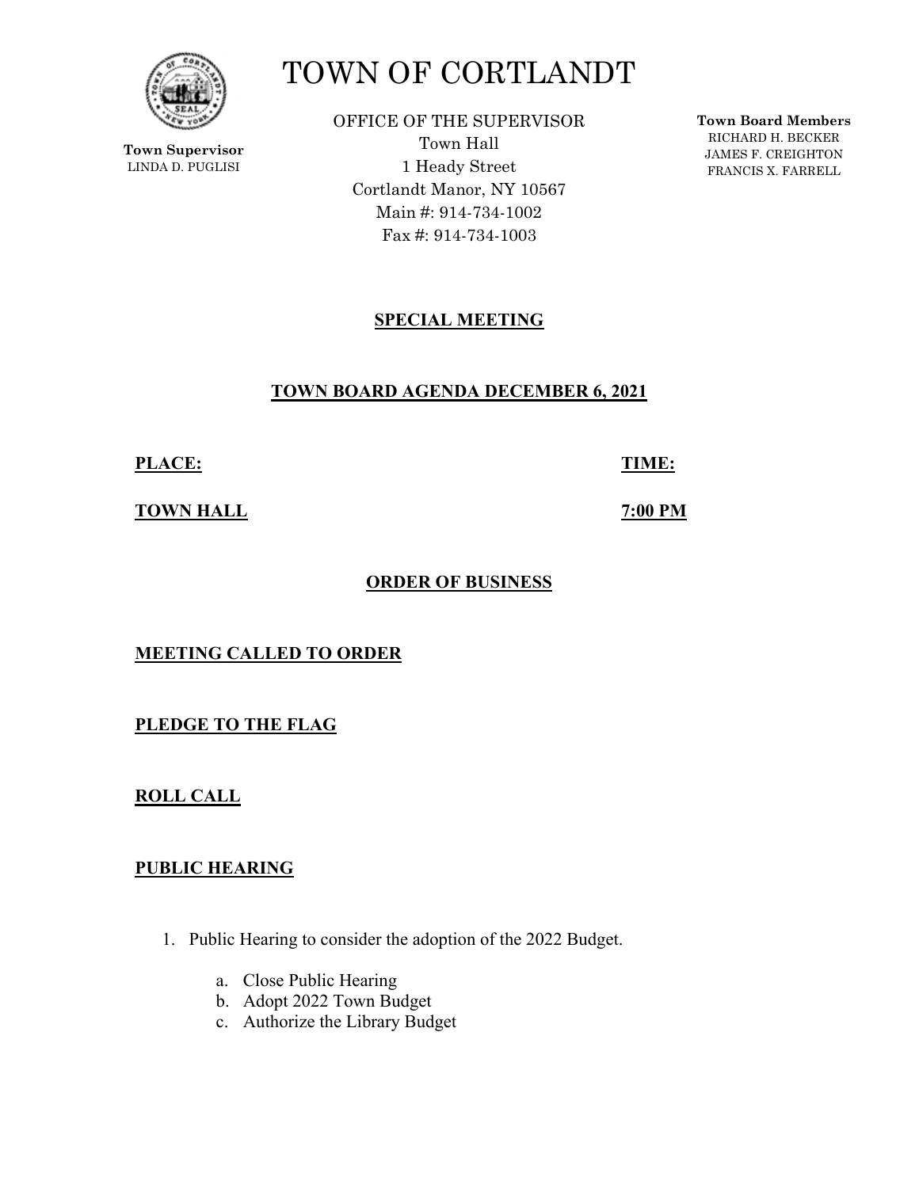# TOWN OF CORTLANDT

**Town Supervisor**
LINDA D. PUGLISI

OFFICE OF THE SUPERVISOR
Town Hall
1 Heady Street
Cortlandt Manor, NY 10567
Main #: 914-734-1002
Fax #: 914-734-1003

**Town Board Members**
RICHARD H. BECKER
JAMES F. CREIGHTON
FRANCIS X. FARRELL

## SPECIAL MEETING

## TOWN BOARD AGENDA DECEMBER 6, 2021

**PLACE:** **TOWN HALL**

**TIME:** **7:00 PM**

## ORDER OF BUSINESS

**MEETING CALLED TO ORDER**

**PLEDGE TO THE FLAG**

**ROLL CALL**

**PUBLIC HEARING**

1. Public Hearing to consider the adoption of the 2022 Budget.
   a. Close Public Hearing
   b. Adopt 2022 Town Budget
   c. Authorize the Library Budget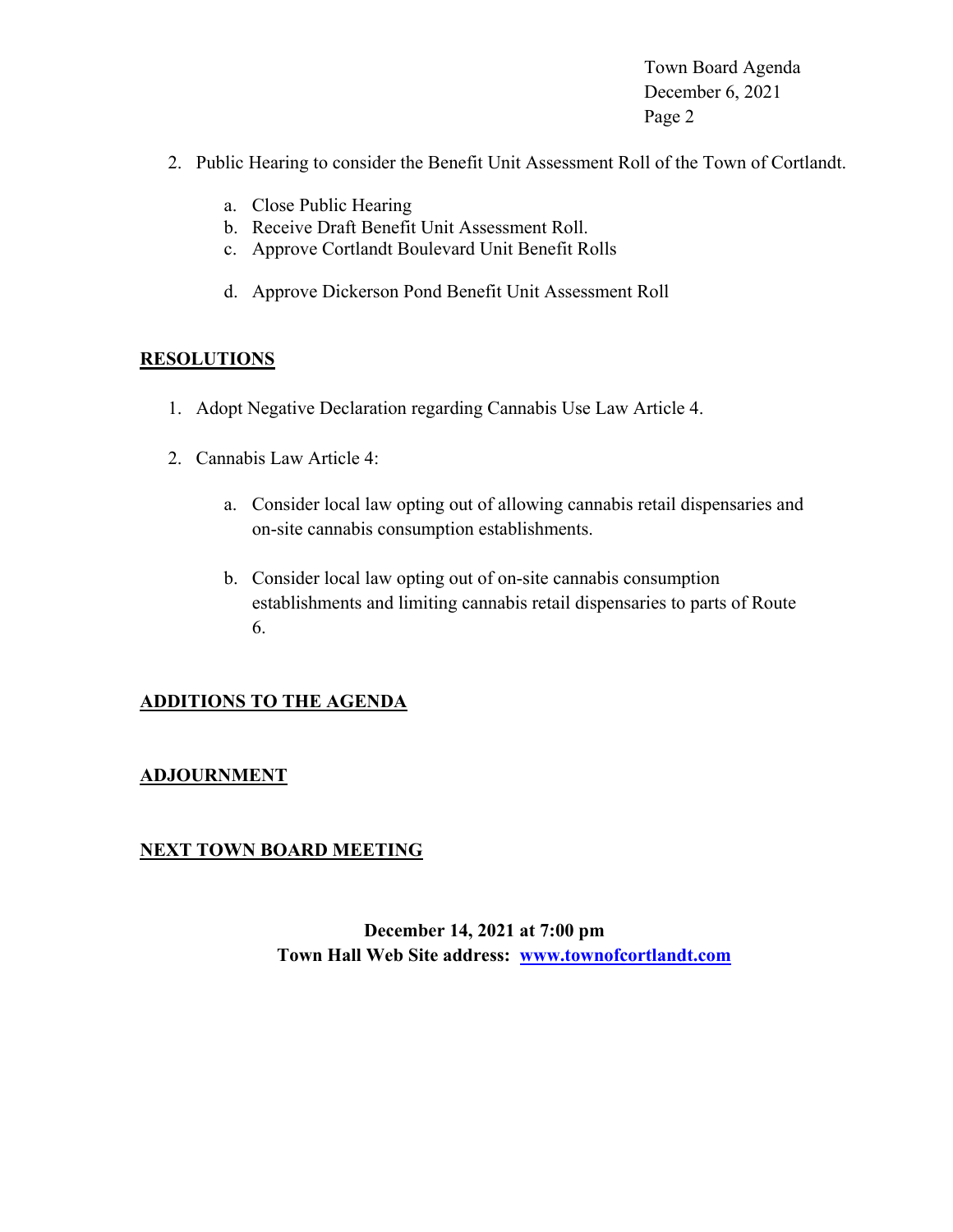2. Public Hearing to consider the Benefit Unit Assessment Roll of the Town of Cortlandt.

    a. Close Public Hearing
    b. Receive Draft Benefit Unit Assessment Roll.
    c. Approve Cortlandt Boulevard Unit Benefit Rolls
    d. Approve Dickerson Pond Benefit Unit Assessment Roll

## RESOLUTIONS

1. Adopt Negative Declaration regarding Cannabis Use Law Article 4.

2. Cannabis Law Article 4:

    a. Consider local law opting out of allowing cannabis retail dispensaries and on-site cannabis consumption establishments.

    b. Consider local law opting out of on-site cannabis consumption establishments and limiting cannabis retail dispensaries to parts of Route 6.

## ADDITIONS TO THE AGENDA

## ADJOURNMENT

## NEXT TOWN BOARD MEETING

**December 14, 2021 at 7:00 pm**
**Town Hall Web Site address: [www.townofcortlandt.com](http://www.townofcortlandt.com)**